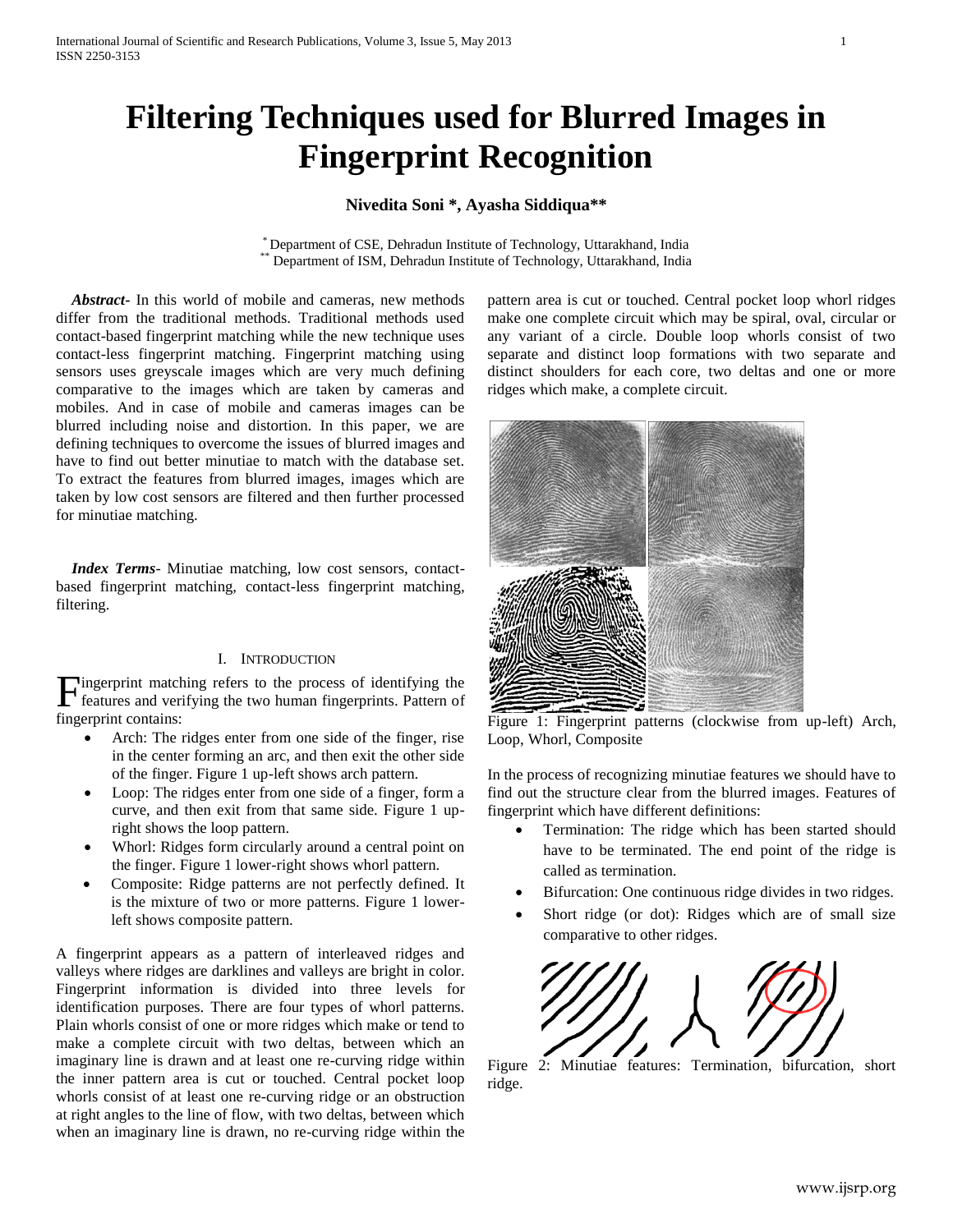# Filtering Techniques used for Blurred Images in Fingerprint Recognition

**Nivedita Soni *, Ayasha Siddiqua****

* Department of CSE, Dehradun Institute of Technology, Uttarakhand, India
** Department of ISM, Dehradun Institute of Technology, Uttarakhand, India

***Abstract***- In this world of mobile and cameras, new methods differ from the traditional methods. Traditional methods used contact-based fingerprint matching while the new technique uses contact-less fingerprint matching. Fingerprint matching using sensors uses greyscale images which are very much defining comparative to the images which are taken by cameras and mobiles. And in case of mobile and cameras images can be blurred including noise and distortion. In this paper, we are defining techniques to overcome the issues of blurred images and have to find out better minutiae to match with the database set. To extract the features from blurred images, images which are taken by low cost sensors are filtered and then further processed for minutiae matching.

***Index Terms***- Minutiae matching, low cost sensors, contact-based fingerprint matching, contact-less fingerprint matching, filtering.

## I. Introduction

Fingerprint matching refers to the process of identifying the features and verifying the two human fingerprints. Pattern of fingerprint contains:

- Arch: The ridges enter from one side of the finger, rise in the center forming an arc, and then exit the other side of the finger. Figure 1 up-left shows arch pattern.
- Loop: The ridges enter from one side of a finger, form a curve, and then exit from that same side. Figure 1 up-right shows the loop pattern.
- Whorl: Ridges form circularly around a central point on the finger. Figure 1 lower-right shows whorl pattern.
- Composite: Ridge patterns are not perfectly defined. It is the mixture of two or more patterns. Figure 1 lower-left shows composite pattern.

A fingerprint appears as a pattern of interleaved ridges and valleys where ridges are darklines and valleys are bright in color. Fingerprint information is divided into three levels for identification purposes. There are four types of whorl patterns. Plain whorls consist of one or more ridges which make or tend to make a complete circuit with two deltas, between which an imaginary line is drawn and at least one re-curving ridge within the inner pattern area is cut or touched. Central pocket loop whorls consist of at least one re-curving ridge or an obstruction at right angles to the line of flow, with two deltas, between which when an imaginary line is drawn, no re-curving ridge within the pattern area is cut or touched. Central pocket loop whorl ridges make one complete circuit which may be spiral, oval, circular or any variant of a circle. Double loop whorls consist of two separate and distinct loop formations with two separate and distinct shoulders for each core, two deltas and one or more ridges which make, a complete circuit.

Figure 1: Fingerprint patterns (clockwise from up-left) Arch, Loop, Whorl, Composite

In the process of recognizing minutiae features we should have to find out the structure clear from the blurred images. Features of fingerprint which have different definitions:

- Termination: The ridge which has been started should have to be terminated. The end point of the ridge is called as termination.
- Bifurcation: One continuous ridge divides in two ridges.
- Short ridge (or dot): Ridges which are of small size comparative to other ridges.

Figure 2: Minutiae features: Termination, bifurcation, short ridge.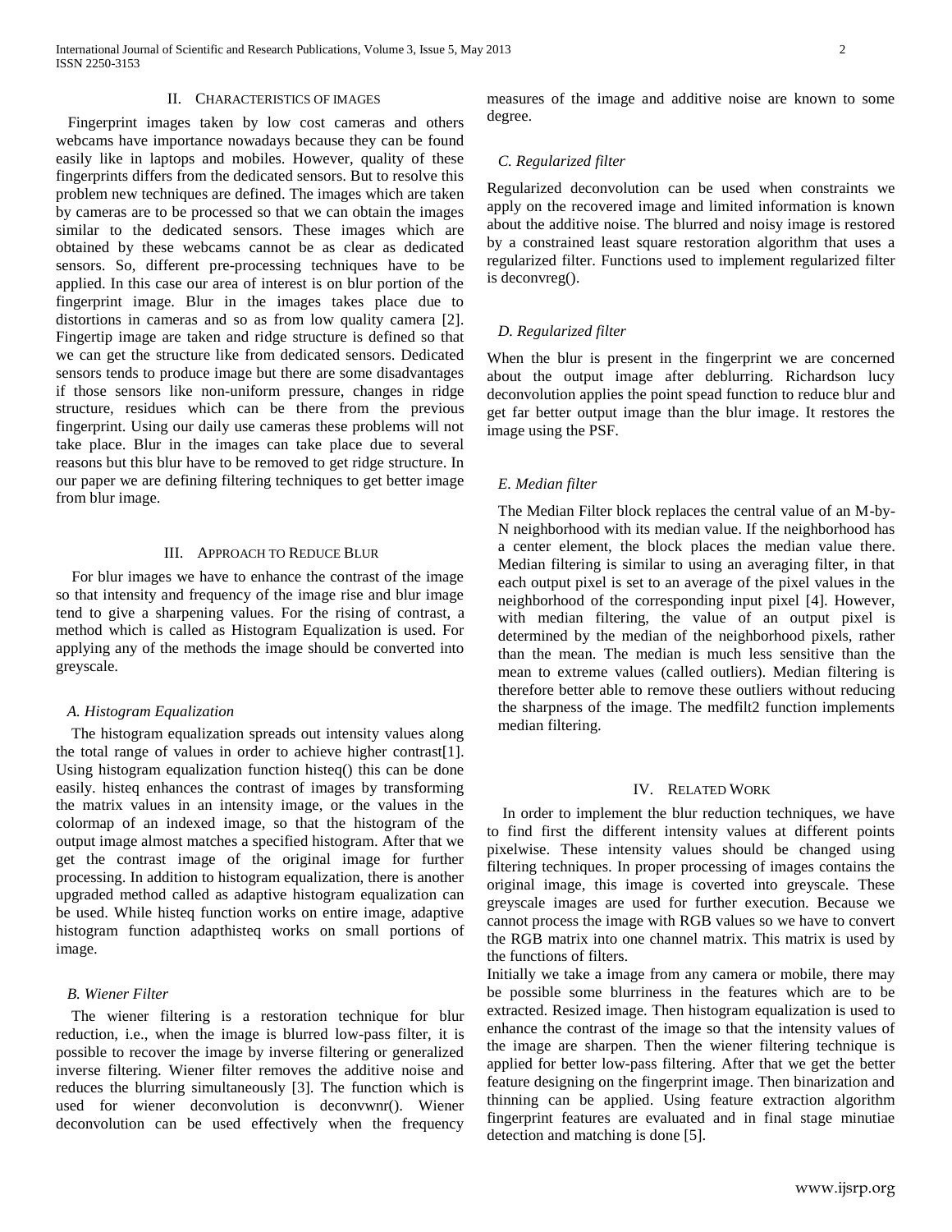## II. CHARACTERISTICS OF IMAGES

Fingerprint images taken by low cost cameras and others webcams have importance nowadays because they can be found easily like in laptops and mobiles. However, quality of these fingerprints differs from the dedicated sensors. But to resolve this problem new techniques are defined. The images which are taken by cameras are to be processed so that we can obtain the images similar to the dedicated sensors. These images which are obtained by these webcams cannot be as clear as dedicated sensors. So, different pre-processing techniques have to be applied. In this case our area of interest is on blur portion of the fingerprint image. Blur in the images takes place due to distortions in cameras and so as from low quality camera [2]. Fingertip image are taken and ridge structure is defined so that we can get the structure like from dedicated sensors. Dedicated sensors tends to produce image but there are some disadvantages if those sensors like non-uniform pressure, changes in ridge structure, residues which can be there from the previous fingerprint. Using our daily use cameras these problems will not take place. Blur in the images can take place due to several reasons but this blur have to be removed to get ridge structure. In our paper we are defining filtering techniques to get better image from blur image.

## III. APPROACH TO REDUCE BLUR

For blur images we have to enhance the contrast of the image so that intensity and frequency of the image rise and blur image tend to give a sharpening values. For the rising of contrast, a method which is called as Histogram Equalization is used. For applying any of the methods the image should be converted into greyscale.

### *A. Histogram Equalization*

The histogram equalization spreads out intensity values along the total range of values in order to achieve higher contrast[1]. Using histogram equalization function histeq() this can be done easily. histeq enhances the contrast of images by transforming the matrix values in an intensity image, or the values in the colormap of an indexed image, so that the histogram of the output image almost matches a specified histogram. After that we get the contrast image of the original image for further processing. In addition to histogram equalization, there is another upgraded method called as adaptive histogram equalization can be used. While histeq function works on entire image, adaptive histogram function adapthisteq works on small portions of image.

### *B. Wiener Filter*

The wiener filtering is a restoration technique for blur reduction, i.e., when the image is blurred low-pass filter, it is possible to recover the image by inverse filtering or generalized inverse filtering. Wiener filter removes the additive noise and reduces the blurring simultaneously [3]. The function which is used for wiener deconvolution is deconvwnr(). Wiener deconvolution can be used effectively when the frequency measures of the image and additive noise are known to some degree.

### *C. Regularized filter*

Regularized deconvolution can be used when constraints we apply on the recovered image and limited information is known about the additive noise. The blurred and noisy image is restored by a constrained least square restoration algorithm that uses a regularized filter. Functions used to implement regularized filter is deconvreg().

### *D. Regularized filter*

When the blur is present in the fingerprint we are concerned about the output image after deblurring. Richardson lucy deconvolution applies the point spead function to reduce blur and get far better output image than the blur image. It restores the image using the PSF.

### *E. Median filter*

The Median Filter block replaces the central value of an M-by-N neighborhood with its median value. If the neighborhood has a center element, the block places the median value there. Median filtering is similar to using an averaging filter, in that each output pixel is set to an average of the pixel values in the neighborhood of the corresponding input pixel [4]. However, with median filtering, the value of an output pixel is determined by the median of the neighborhood pixels, rather than the mean. The median is much less sensitive than the mean to extreme values (called outliers). Median filtering is therefore better able to remove these outliers without reducing the sharpness of the image. The medfilt2 function implements median filtering.

## IV. RELATED WORK

In order to implement the blur reduction techniques, we have to find first the different intensity values at different points pixelwise. These intensity values should be changed using filtering techniques. In proper processing of images contains the original image, this image is coverted into greyscale. These greyscale images are used for further execution. Because we cannot process the image with RGB values so we have to convert the RGB matrix into one channel matrix. This matrix is used by the functions of filters.

Initially we take a image from any camera or mobile, there may be possible some blurriness in the features which are to be extracted. Resized image. Then histogram equalization is used to enhance the contrast of the image so that the intensity values of the image are sharpen. Then the wiener filtering technique is applied for better low-pass filtering. After that we get the better feature designing on the fingerprint image. Then binarization and thinning can be applied. Using feature extraction algorithm fingerprint features are evaluated and in final stage minutiae detection and matching is done [5].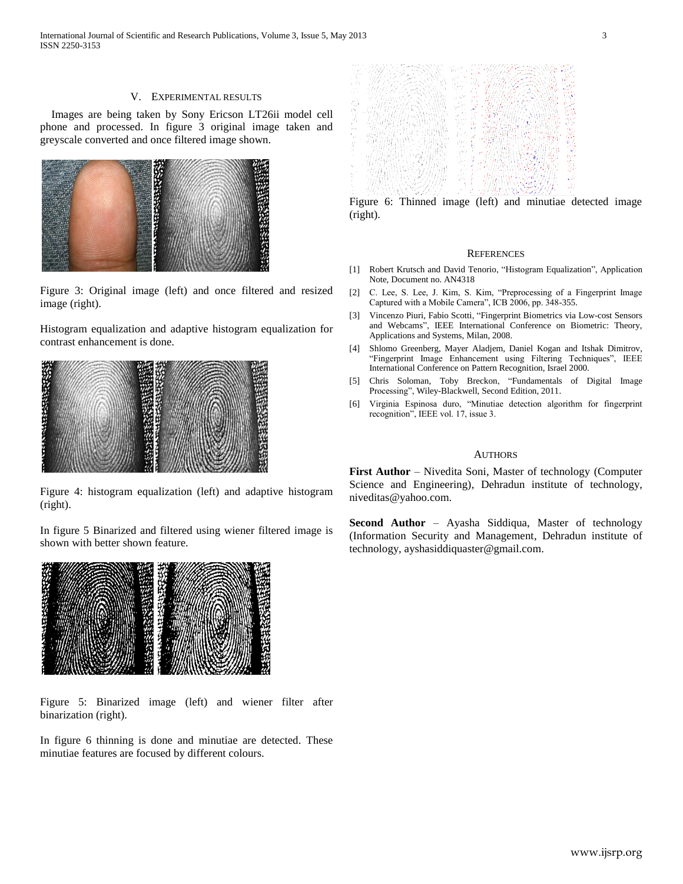## V. EXPERIMENTAL RESULTS

Images are being taken by Sony Ericson LT26ii model cell phone and processed. In figure 3 original image taken and greyscale converted and once filtered image shown.

Figure 3: Original image (left) and once filtered and resized image (right).

Histogram equalization and adaptive histogram equalization for contrast enhancement is done.

Figure 4: histogram equalization (left) and adaptive histogram (right).

In figure 5 Binarized and filtered using wiener filtered image is shown with better shown feature.

Figure 5: Binarized image (left) and wiener filter after binarization (right).

In figure 6 thinning is done and minutiae are detected. These minutiae features are focused by different colours.

Figure 6: Thinned image (left) and minutiae detected image (right).

## REFERENCES

[1] Robert Krutsch and David Tenorio, "Histogram Equalization", Application Note, Document no. AN4318

[2] C. Lee, S. Lee, J. Kim, S. Kim, "Preprocessing of a Fingerprint Image Captured with a Mobile Camera", ICB 2006, pp. 348-355.

[3] Vincenzo Piuri, Fabio Scotti, "Fingerprint Biometrics via Low-cost Sensors and Webcams", IEEE International Conference on Biometric: Theory, Applications and Systems, Milan, 2008.

[4] Shlomo Greenberg, Mayer Aladjem, Daniel Kogan and Itshak Dimitrov, "Fingerprint Image Enhancement using Filtering Techniques", IEEE International Conference on Pattern Recognition, Israel 2000.

[5] Chris Soloman, Toby Breckon, "Fundamentals of Digital Image Processing", Wiley-Blackwell, Second Edition, 2011.

[6] Virginia Espinosa duro, "Minutiae detection algorithm for fingerprint recognition", IEEE vol. 17, issue 3.

## AUTHORS

**First Author** – Nivedita Soni, Master of technology (Computer Science and Engineering), Dehradun institute of technology, niveditas@yahoo.com.

**Second Author** – Ayasha Siddiqua, Master of technology (Information Security and Management, Dehradun institute of technology, ayshasiddiquaster@gmail.com.